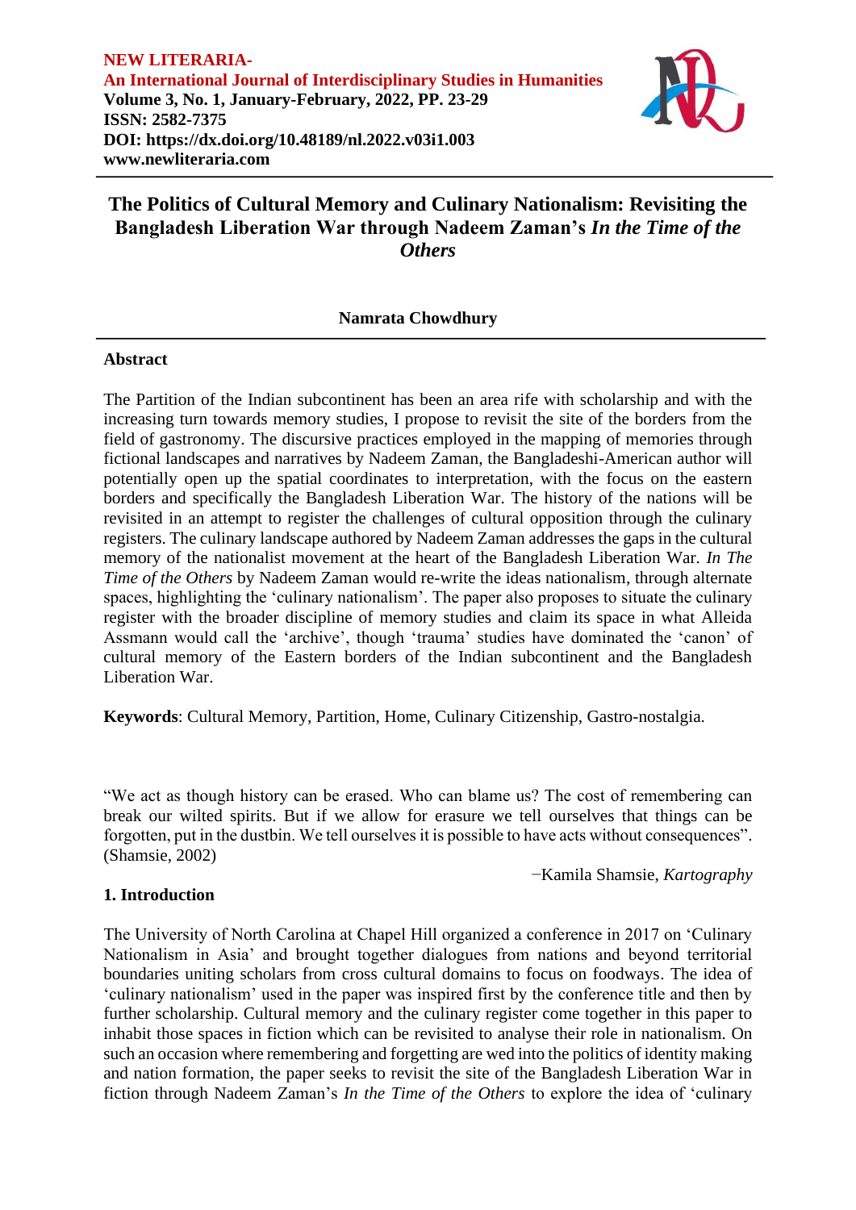**NEW LITERARIA-**
**An International Journal of Interdisciplinary Studies in Humanities**
**Volume 3, No. 1, January-February, 2022, PP. 23-29**
**ISSN: 2582-7375**
**DOI: https://dx.doi.org/10.48189/nl.2022.v03i1.003**
**www.newliteraria.com**

# The Politics of Cultural Memory and Culinary Nationalism: Revisiting the Bangladesh Liberation War through Nadeem Zaman's *In the Time of the Others*

**Namrata Chowdhury**

## Abstract

The Partition of the Indian subcontinent has been an area rife with scholarship and with the increasing turn towards memory studies, I propose to revisit the site of the borders from the field of gastronomy. The discursive practices employed in the mapping of memories through fictional landscapes and narratives by Nadeem Zaman, the Bangladeshi-American author will potentially open up the spatial coordinates to interpretation, with the focus on the eastern borders and specifically the Bangladesh Liberation War. The history of the nations will be revisited in an attempt to register the challenges of cultural opposition through the culinary registers. The culinary landscape authored by Nadeem Zaman addresses the gaps in the cultural memory of the nationalist movement at the heart of the Bangladesh Liberation War. *In The Time of the Others* by Nadeem Zaman would re-write the ideas nationalism, through alternate spaces, highlighting the 'culinary nationalism'. The paper also proposes to situate the culinary register with the broader discipline of memory studies and claim its space in what Alleida Assmann would call the 'archive', though 'trauma' studies have dominated the 'canon' of cultural memory of the Eastern borders of the Indian subcontinent and the Bangladesh Liberation War.

**Keywords**: Cultural Memory, Partition, Home, Culinary Citizenship, Gastro-nostalgia.

"We act as though history can be erased. Who can blame us? The cost of remembering can break our wilted spirits. But if we allow for erasure we tell ourselves that things can be forgotten, put in the dustbin. We tell ourselves it is possible to have acts without consequences". (Shamsie, 2002)

−Kamila Shamsie, *Kartography*

## 1. Introduction

The University of North Carolina at Chapel Hill organized a conference in 2017 on 'Culinary Nationalism in Asia' and brought together dialogues from nations and beyond territorial boundaries uniting scholars from cross cultural domains to focus on foodways. The idea of 'culinary nationalism' used in the paper was inspired first by the conference title and then by further scholarship. Cultural memory and the culinary register come together in this paper to inhabit those spaces in fiction which can be revisited to analyse their role in nationalism. On such an occasion where remembering and forgetting are wed into the politics of identity making and nation formation, the paper seeks to revisit the site of the Bangladesh Liberation War in fiction through Nadeem Zaman's *In the Time of the Others* to explore the idea of 'culinary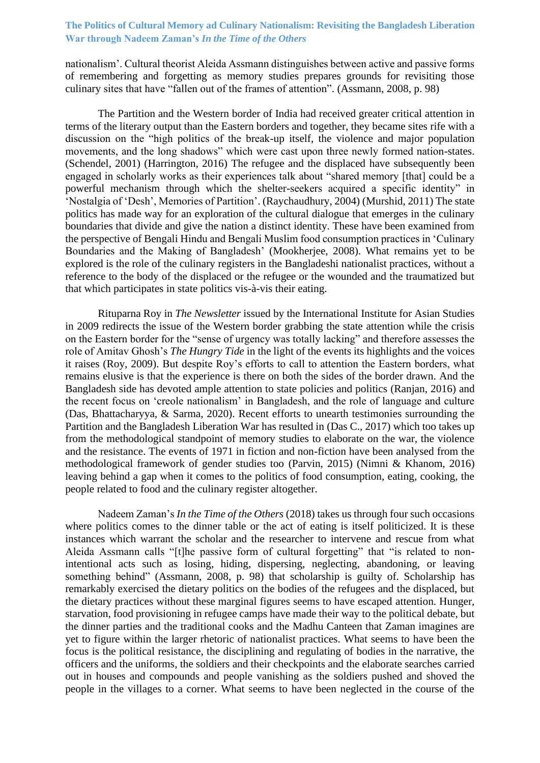nationalism'. Cultural theorist Aleida Assmann distinguishes between active and passive forms of remembering and forgetting as memory studies prepares grounds for revisiting those culinary sites that have "fallen out of the frames of attention". (Assmann, 2008, p. 98)

The Partition and the Western border of India had received greater critical attention in terms of the literary output than the Eastern borders and together, they became sites rife with a discussion on the "high politics of the break-up itself, the violence and major population movements, and the long shadows" which were cast upon three newly formed nation-states. (Schendel, 2001) (Harrington, 2016) The refugee and the displaced have subsequently been engaged in scholarly works as their experiences talk about "shared memory [that] could be a powerful mechanism through which the shelter-seekers acquired a specific identity" in 'Nostalgia of 'Desh', Memories of Partition'. (Raychaudhury, 2004) (Murshid, 2011) The state politics has made way for an exploration of the cultural dialogue that emerges in the culinary boundaries that divide and give the nation a distinct identity. These have been examined from the perspective of Bengali Hindu and Bengali Muslim food consumption practices in 'Culinary Boundaries and the Making of Bangladesh' (Mookherjee, 2008). What remains yet to be explored is the role of the culinary registers in the Bangladeshi nationalist practices, without a reference to the body of the displaced or the refugee or the wounded and the traumatized but that which participates in state politics vis-à-vis their eating.

Rituparna Roy in *The Newsletter* issued by the International Institute for Asian Studies in 2009 redirects the issue of the Western border grabbing the state attention while the crisis on the Eastern border for the "sense of urgency was totally lacking" and therefore assesses the role of Amitav Ghosh's *The Hungry Tide* in the light of the events its highlights and the voices it raises (Roy, 2009). But despite Roy's efforts to call to attention the Eastern borders, what remains elusive is that the experience is there on both the sides of the border drawn. And the Bangladesh side has devoted ample attention to state policies and politics (Ranjan, 2016) and the recent focus on 'creole nationalism' in Bangladesh, and the role of language and culture (Das, Bhattacharyya, & Sarma, 2020). Recent efforts to unearth testimonies surrounding the Partition and the Bangladesh Liberation War has resulted in (Das C., 2017) which too takes up from the methodological standpoint of memory studies to elaborate on the war, the violence and the resistance. The events of 1971 in fiction and non-fiction have been analysed from the methodological framework of gender studies too (Parvin, 2015) (Nimni & Khanom, 2016) leaving behind a gap when it comes to the politics of food consumption, eating, cooking, the people related to food and the culinary register altogether.

Nadeem Zaman's *In the Time of the Others* (2018) takes us through four such occasions where politics comes to the dinner table or the act of eating is itself politicized. It is these instances which warrant the scholar and the researcher to intervene and rescue from what Aleida Assmann calls "[t]he passive form of cultural forgetting" that "is related to non-intentional acts such as losing, hiding, dispersing, neglecting, abandoning, or leaving something behind" (Assmann, 2008, p. 98) that scholarship is guilty of. Scholarship has remarkably exercised the dietary politics on the bodies of the refugees and the displaced, but the dietary practices without these marginal figures seems to have escaped attention. Hunger, starvation, food provisioning in refugee camps have made their way to the political debate, but the dinner parties and the traditional cooks and the Madhu Canteen that Zaman imagines are yet to figure within the larger rhetoric of nationalist practices. What seems to have been the focus is the political resistance, the disciplining and regulating of bodies in the narrative, the officers and the uniforms, the soldiers and their checkpoints and the elaborate searches carried out in houses and compounds and people vanishing as the soldiers pushed and shoved the people in the villages to a corner. What seems to have been neglected in the course of the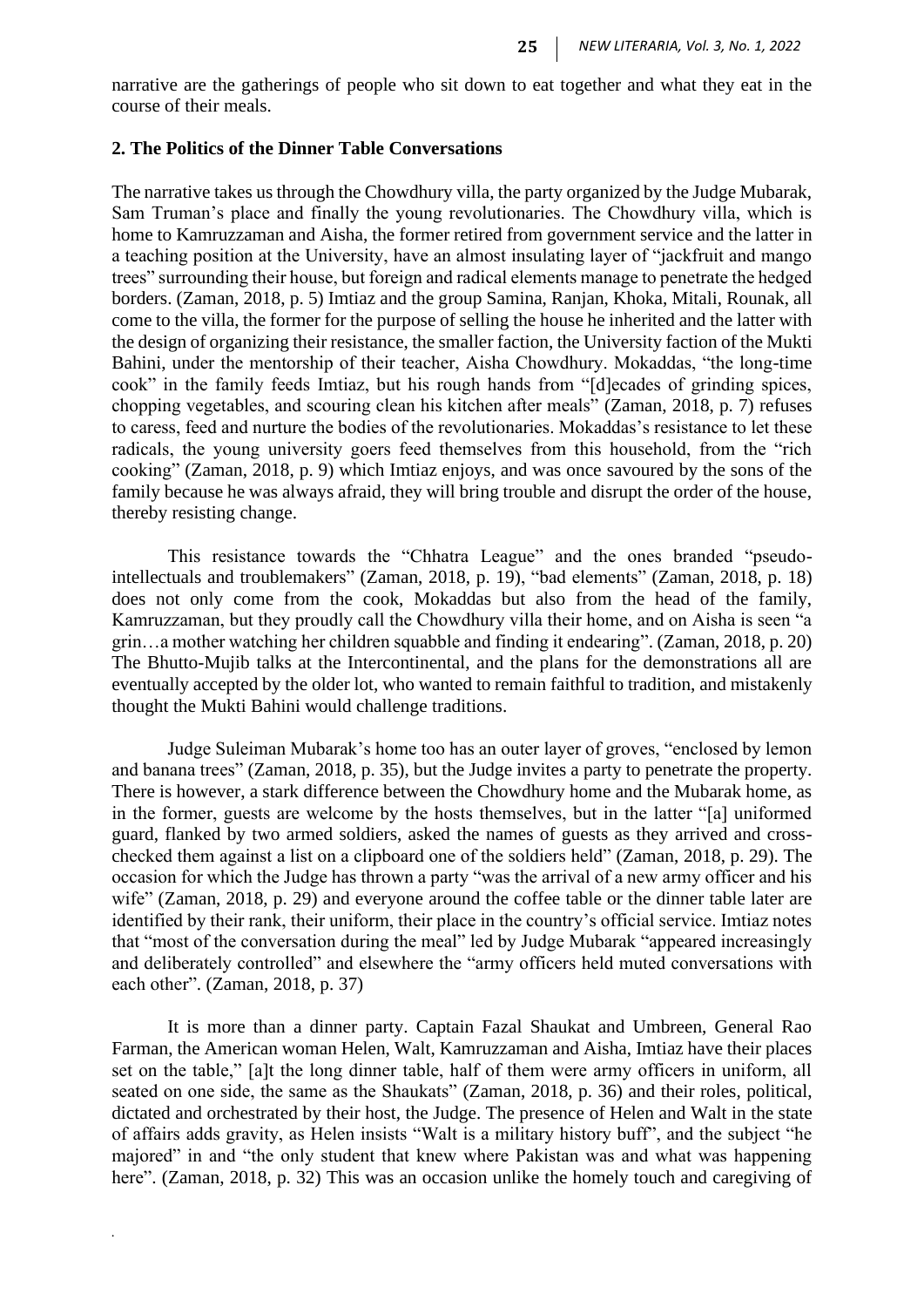narrative are the gatherings of people who sit down to eat together and what they eat in the course of their meals.

## 2. The Politics of the Dinner Table Conversations

The narrative takes us through the Chowdhury villa, the party organized by the Judge Mubarak, Sam Truman's place and finally the young revolutionaries. The Chowdhury villa, which is home to Kamruzzaman and Aisha, the former retired from government service and the latter in a teaching position at the University, have an almost insulating layer of "jackfruit and mango trees" surrounding their house, but foreign and radical elements manage to penetrate the hedged borders. (Zaman, 2018, p. 5) Imtiaz and the group Samina, Ranjan, Khoka, Mitali, Rounak, all come to the villa, the former for the purpose of selling the house he inherited and the latter with the design of organizing their resistance, the smaller faction, the University faction of the Mukti Bahini, under the mentorship of their teacher, Aisha Chowdhury. Mokaddas, "the long-time cook" in the family feeds Imtiaz, but his rough hands from "[d]ecades of grinding spices, chopping vegetables, and scouring clean his kitchen after meals" (Zaman, 2018, p. 7) refuses to caress, feed and nurture the bodies of the revolutionaries. Mokaddas's resistance to let these radicals, the young university goers feed themselves from this household, from the "rich cooking" (Zaman, 2018, p. 9) which Imtiaz enjoys, and was once savoured by the sons of the family because he was always afraid, they will bring trouble and disrupt the order of the house, thereby resisting change.

This resistance towards the "Chhatra League" and the ones branded "pseudo-intellectuals and troublemakers" (Zaman, 2018, p. 19), "bad elements" (Zaman, 2018, p. 18) does not only come from the cook, Mokaddas but also from the head of the family, Kamruzzaman, but they proudly call the Chowdhury villa their home, and on Aisha is seen "a grin…a mother watching her children squabble and finding it endearing". (Zaman, 2018, p. 20) The Bhutto-Mujib talks at the Intercontinental, and the plans for the demonstrations all are eventually accepted by the older lot, who wanted to remain faithful to tradition, and mistakenly thought the Mukti Bahini would challenge traditions.

Judge Suleiman Mubarak's home too has an outer layer of groves, "enclosed by lemon and banana trees" (Zaman, 2018, p. 35), but the Judge invites a party to penetrate the property. There is however, a stark difference between the Chowdhury home and the Mubarak home, as in the former, guests are welcome by the hosts themselves, but in the latter "[a] uniformed guard, flanked by two armed soldiers, asked the names of guests as they arrived and cross-checked them against a list on a clipboard one of the soldiers held" (Zaman, 2018, p. 29). The occasion for which the Judge has thrown a party "was the arrival of a new army officer and his wife" (Zaman, 2018, p. 29) and everyone around the coffee table or the dinner table later are identified by their rank, their uniform, their place in the country's official service. Imtiaz notes that "most of the conversation during the meal" led by Judge Mubarak "appeared increasingly and deliberately controlled" and elsewhere the "army officers held muted conversations with each other". (Zaman, 2018, p. 37)

It is more than a dinner party. Captain Fazal Shaukat and Umbreen, General Rao Farman, the American woman Helen, Walt, Kamruzzaman and Aisha, Imtiaz have their places set on the table," [a]t the long dinner table, half of them were army officers in uniform, all seated on one side, the same as the Shaukats" (Zaman, 2018, p. 36) and their roles, political, dictated and orchestrated by their host, the Judge. The presence of Helen and Walt in the state of affairs adds gravity, as Helen insists "Walt is a military history buff", and the subject "he majored" in and "the only student that knew where Pakistan was and what was happening here". (Zaman, 2018, p. 32) This was an occasion unlike the homely touch and caregiving of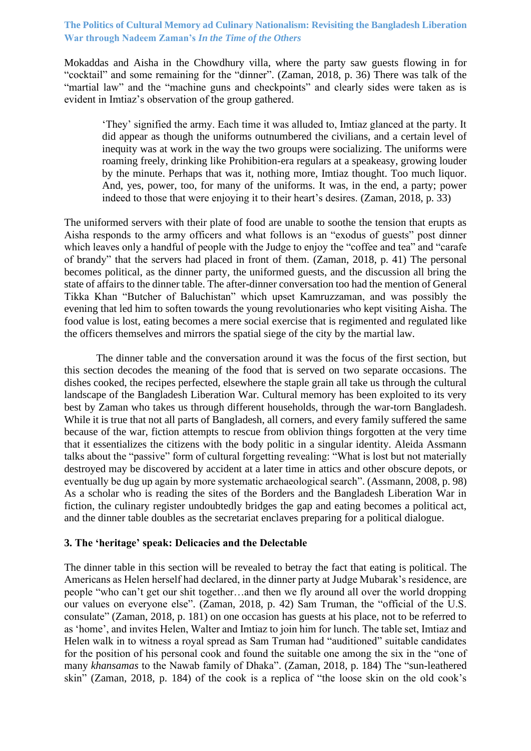Mokaddas and Aisha in the Chowdhury villa, where the party saw guests flowing in for "cocktail" and some remaining for the "dinner". (Zaman, 2018, p. 36) There was talk of the "martial law" and the "machine guns and checkpoints" and clearly sides were taken as is evident in Imtiaz's observation of the group gathered.

> 'They' signified the army. Each time it was alluded to, Imtiaz glanced at the party. It did appear as though the uniforms outnumbered the civilians, and a certain level of inequity was at work in the way the two groups were socializing. The uniforms were roaming freely, drinking like Prohibition-era regulars at a speakeasy, growing louder by the minute. Perhaps that was it, nothing more, Imtiaz thought. Too much liquor. And, yes, power, too, for many of the uniforms. It was, in the end, a party; power indeed to those that were enjoying it to their heart's desires. (Zaman, 2018, p. 33)

The uniformed servers with their plate of food are unable to soothe the tension that erupts as Aisha responds to the army officers and what follows is an "exodus of guests" post dinner which leaves only a handful of people with the Judge to enjoy the "coffee and tea" and "carafe of brandy" that the servers had placed in front of them. (Zaman, 2018, p. 41) The personal becomes political, as the dinner party, the uniformed guests, and the discussion all bring the state of affairs to the dinner table. The after-dinner conversation too had the mention of General Tikka Khan "Butcher of Baluchistan" which upset Kamruzzaman, and was possibly the evening that led him to soften towards the young revolutionaries who kept visiting Aisha. The food value is lost, eating becomes a mere social exercise that is regimented and regulated like the officers themselves and mirrors the spatial siege of the city by the martial law.

The dinner table and the conversation around it was the focus of the first section, but this section decodes the meaning of the food that is served on two separate occasions. The dishes cooked, the recipes perfected, elsewhere the staple grain all take us through the cultural landscape of the Bangladesh Liberation War. Cultural memory has been exploited to its very best by Zaman who takes us through different households, through the war-torn Bangladesh. While it is true that not all parts of Bangladesh, all corners, and every family suffered the same because of the war, fiction attempts to rescue from oblivion things forgotten at the very time that it essentializes the citizens with the body politic in a singular identity. Aleida Assmann talks about the "passive" form of cultural forgetting revealing: "What is lost but not materially destroyed may be discovered by accident at a later time in attics and other obscure depots, or eventually be dug up again by more systematic archaeological search". (Assmann, 2008, p. 98) As a scholar who is reading the sites of the Borders and the Bangladesh Liberation War in fiction, the culinary register undoubtedly bridges the gap and eating becomes a political act, and the dinner table doubles as the secretariat enclaves preparing for a political dialogue.

### 3. The 'heritage' speak: Delicacies and the Delectable

The dinner table in this section will be revealed to betray the fact that eating is political. The Americans as Helen herself had declared, in the dinner party at Judge Mubarak's residence, are people "who can't get our shit together…and then we fly around all over the world dropping our values on everyone else". (Zaman, 2018, p. 42) Sam Truman, the "official of the U.S. consulate" (Zaman, 2018, p. 181) on one occasion has guests at his place, not to be referred to as 'home', and invites Helen, Walter and Imtiaz to join him for lunch. The table set, Imtiaz and Helen walk in to witness a royal spread as Sam Truman had "auditioned" suitable candidates for the position of his personal cook and found the suitable one among the six in the "one of many *khansamas* to the Nawab family of Dhaka". (Zaman, 2018, p. 184) The "sun-leathered skin" (Zaman, 2018, p. 184) of the cook is a replica of "the loose skin on the old cook's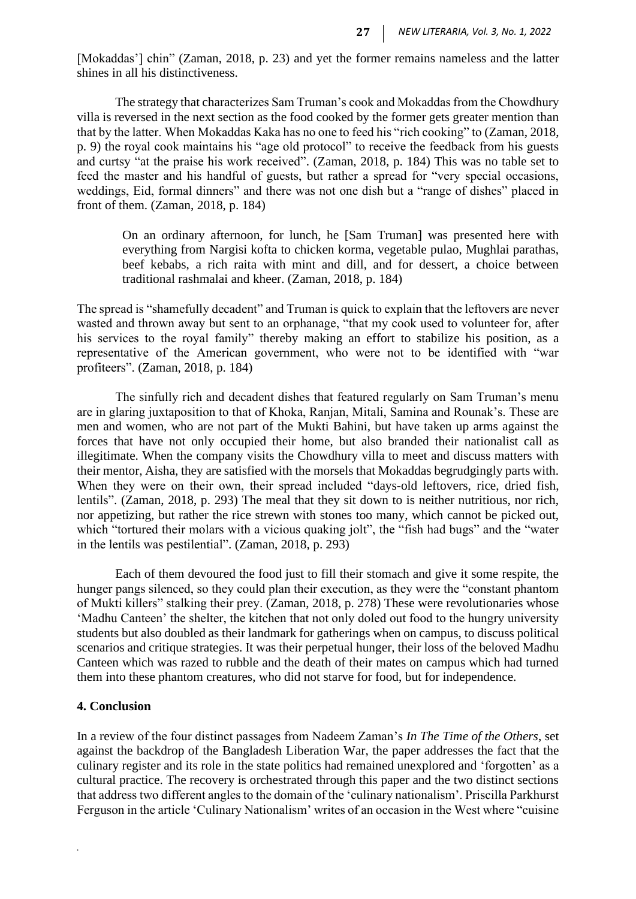[Mokaddas'] chin" (Zaman, 2018, p. 23) and yet the former remains nameless and the latter shines in all his distinctiveness.

The strategy that characterizes Sam Truman's cook and Mokaddas from the Chowdhury villa is reversed in the next section as the food cooked by the former gets greater mention than that by the latter. When Mokaddas Kaka has no one to feed his "rich cooking" to (Zaman, 2018, p. 9) the royal cook maintains his "age old protocol" to receive the feedback from his guests and curtsy "at the praise his work received". (Zaman, 2018, p. 184) This was no table set to feed the master and his handful of guests, but rather a spread for "very special occasions, weddings, Eid, formal dinners" and there was not one dish but a "range of dishes" placed in front of them. (Zaman, 2018, p. 184)

> On an ordinary afternoon, for lunch, he [Sam Truman] was presented here with everything from Nargisi kofta to chicken korma, vegetable pulao, Mughlai parathas, beef kebabs, a rich raita with mint and dill, and for dessert, a choice between traditional rashmalai and kheer. (Zaman, 2018, p. 184)

The spread is "shamefully decadent" and Truman is quick to explain that the leftovers are never wasted and thrown away but sent to an orphanage, "that my cook used to volunteer for, after his services to the royal family" thereby making an effort to stabilize his position, as a representative of the American government, who were not to be identified with "war profiteers". (Zaman, 2018, p. 184)

The sinfully rich and decadent dishes that featured regularly on Sam Truman's menu are in glaring juxtaposition to that of Khoka, Ranjan, Mitali, Samina and Rounak's. These are men and women, who are not part of the Mukti Bahini, but have taken up arms against the forces that have not only occupied their home, but also branded their nationalist call as illegitimate. When the company visits the Chowdhury villa to meet and discuss matters with their mentor, Aisha, they are satisfied with the morsels that Mokaddas begrudgingly parts with. When they were on their own, their spread included "days-old leftovers, rice, dried fish, lentils". (Zaman, 2018, p. 293) The meal that they sit down to is neither nutritious, nor rich, nor appetizing, but rather the rice strewn with stones too many, which cannot be picked out, which "tortured their molars with a vicious quaking jolt", the "fish had bugs" and the "water in the lentils was pestilential". (Zaman, 2018, p. 293)

Each of them devoured the food just to fill their stomach and give it some respite, the hunger pangs silenced, so they could plan their execution, as they were the "constant phantom of Mukti killers" stalking their prey. (Zaman, 2018, p. 278) These were revolutionaries whose 'Madhu Canteen' the shelter, the kitchen that not only doled out food to the hungry university students but also doubled as their landmark for gatherings when on campus, to discuss political scenarios and critique strategies. It was their perpetual hunger, their loss of the beloved Madhu Canteen which was razed to rubble and the death of their mates on campus which had turned them into these phantom creatures, who did not starve for food, but for independence.

## 4. Conclusion

In a review of the four distinct passages from Nadeem Zaman's *In The Time of the Others*, set against the backdrop of the Bangladesh Liberation War, the paper addresses the fact that the culinary register and its role in the state politics had remained unexplored and 'forgotten' as a cultural practice. The recovery is orchestrated through this paper and the two distinct sections that address two different angles to the domain of the 'culinary nationalism'. Priscilla Parkhurst Ferguson in the article 'Culinary Nationalism' writes of an occasion in the West where "cuisine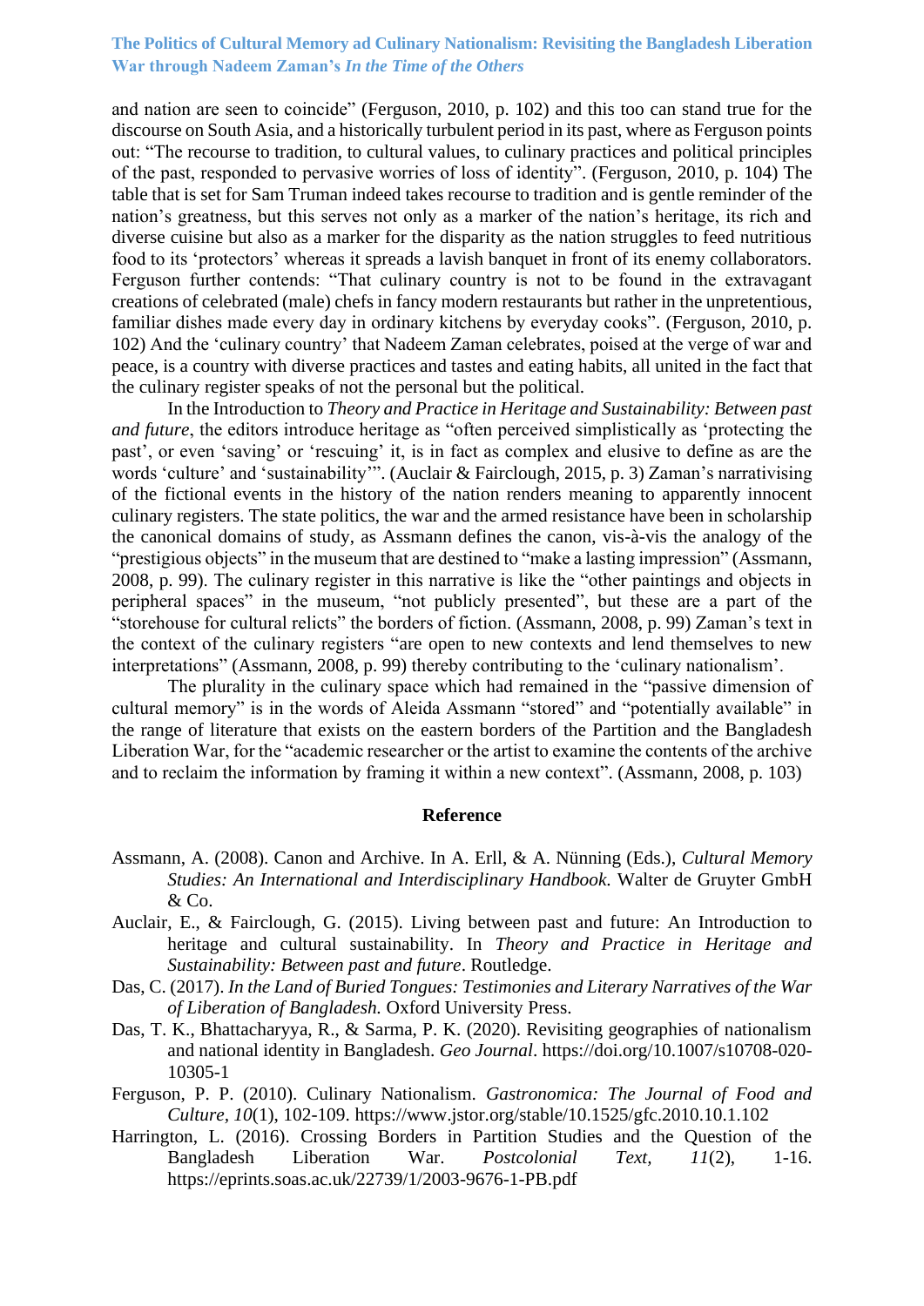and nation are seen to coincide" (Ferguson, 2010, p. 102) and this too can stand true for the discourse on South Asia, and a historically turbulent period in its past, where as Ferguson points out: "The recourse to tradition, to cultural values, to culinary practices and political principles of the past, responded to pervasive worries of loss of identity". (Ferguson, 2010, p. 104) The table that is set for Sam Truman indeed takes recourse to tradition and is gentle reminder of the nation's greatness, but this serves not only as a marker of the nation's heritage, its rich and diverse cuisine but also as a marker for the disparity as the nation struggles to feed nutritious food to its 'protectors' whereas it spreads a lavish banquet in front of its enemy collaborators. Ferguson further contends: "That culinary country is not to be found in the extravagant creations of celebrated (male) chefs in fancy modern restaurants but rather in the unpretentious, familiar dishes made every day in ordinary kitchens by everyday cooks". (Ferguson, 2010, p. 102) And the 'culinary country' that Nadeem Zaman celebrates, poised at the verge of war and peace, is a country with diverse practices and tastes and eating habits, all united in the fact that the culinary register speaks of not the personal but the political.

In the Introduction to *Theory and Practice in Heritage and Sustainability: Between past and future*, the editors introduce heritage as "often perceived simplistically as 'protecting the past', or even 'saving' or 'rescuing' it, is in fact as complex and elusive to define as are the words 'culture' and 'sustainability'". (Auclair & Fairclough, 2015, p. 3) Zaman's narrativising of the fictional events in the history of the nation renders meaning to apparently innocent culinary registers. The state politics, the war and the armed resistance have been in scholarship the canonical domains of study, as Assmann defines the canon, vis-à-vis the analogy of the "prestigious objects" in the museum that are destined to "make a lasting impression" (Assmann, 2008, p. 99). The culinary register in this narrative is like the "other paintings and objects in peripheral spaces" in the museum, "not publicly presented", but these are a part of the "storehouse for cultural relicts" the borders of fiction. (Assmann, 2008, p. 99) Zaman's text in the context of the culinary registers "are open to new contexts and lend themselves to new interpretations" (Assmann, 2008, p. 99) thereby contributing to the 'culinary nationalism'.

The plurality in the culinary space which had remained in the "passive dimension of cultural memory" is in the words of Aleida Assmann "stored" and "potentially available" in the range of literature that exists on the eastern borders of the Partition and the Bangladesh Liberation War, for the "academic researcher or the artist to examine the contents of the archive and to reclaim the information by framing it within a new context". (Assmann, 2008, p. 103)

## Reference

Assmann, A. (2008). Canon and Archive. In A. Erll, & A. Nünning (Eds.), *Cultural Memory Studies: An International and Interdisciplinary Handbook.* Walter de Gruyter GmbH & Co.

Auclair, E., & Fairclough, G. (2015). Living between past and future: An Introduction to heritage and cultural sustainability. In *Theory and Practice in Heritage and Sustainability: Between past and future*. Routledge.

Das, C. (2017). *In the Land of Buried Tongues: Testimonies and Literary Narratives of the War of Liberation of Bangladesh.* Oxford University Press.

Das, T. K., Bhattacharyya, R., & Sarma, P. K. (2020). Revisiting geographies of nationalism and national identity in Bangladesh. *Geo Journal*. https://doi.org/10.1007/s10708-020-10305-1

Ferguson, P. P. (2010). Culinary Nationalism. *Gastronomica: The Journal of Food and Culture*, *10*(1), 102-109. https://www.jstor.org/stable/10.1525/gfc.2010.10.1.102

Harrington, L. (2016). Crossing Borders in Partition Studies and the Question of the Bangladesh Liberation War. *Postcolonial Text, 11*(2), 1-16. https://eprints.soas.ac.uk/22739/1/2003-9676-1-PB.pdf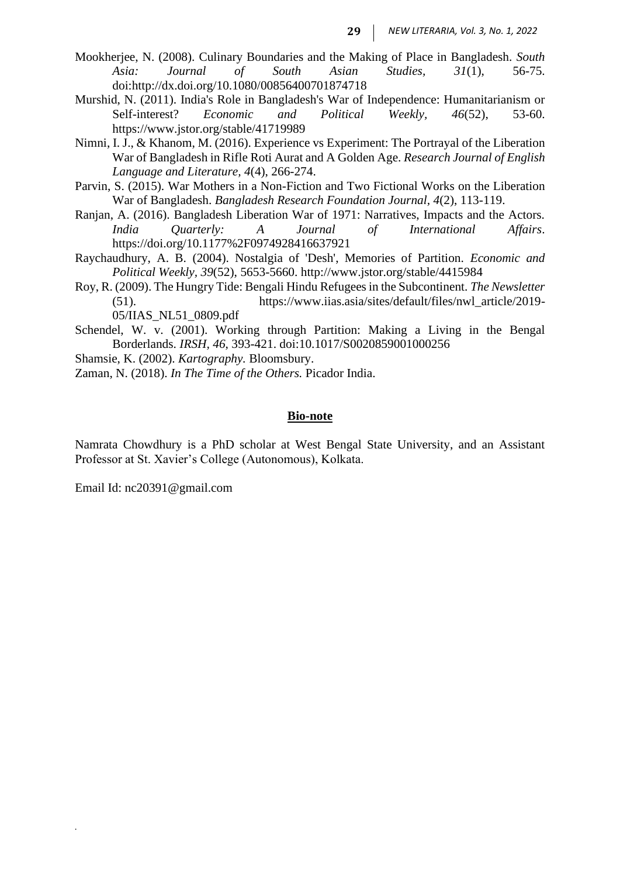Mookherjee, N. (2008). Culinary Boundaries and the Making of Place in Bangladesh. *South Asia: Journal of South Asian Studies, 31*(1), 56-75. doi:http://dx.doi.org/10.1080/00856400701874718

Murshid, N. (2011). India's Role in Bangladesh's War of Independence: Humanitarianism or Self-interest? *Economic and Political Weekly, 46*(52), 53-60. https://www.jstor.org/stable/41719989

Nimni, I. J., & Khanom, M. (2016). Experience vs Experiment: The Portrayal of the Liberation War of Bangladesh in Rifle Roti Aurat and A Golden Age. *Research Journal of English Language and Literature, 4*(4), 266-274.

Parvin, S. (2015). War Mothers in a Non-Fiction and Two Fictional Works on the Liberation War of Bangladesh. *Bangladesh Research Foundation Journal, 4*(2), 113-119.

Ranjan, A. (2016). Bangladesh Liberation War of 1971: Narratives, Impacts and the Actors. *India Quarterly: A Journal of International Affairs*. https://doi.org/10.1177%2F0974928416637921

Raychaudhury, A. B. (2004). Nostalgia of 'Desh', Memories of Partition. *Economic and Political Weekly, 39*(52), 5653-5660. http://www.jstor.org/stable/4415984

Roy, R. (2009). The Hungry Tide: Bengali Hindu Refugees in the Subcontinent. *The Newsletter* (51). https://www.iias.asia/sites/default/files/nwl_article/2019-05/IIAS_NL51_0809.pdf

Schendel, W. v. (2001). Working through Partition: Making a Living in the Bengal Borderlands. *IRSH, 46*, 393-421. doi:10.1017/S0020859001000256

Shamsie, K. (2002). *Kartography.* Bloomsbury.

Zaman, N. (2018). *In The Time of the Others.* Picador India.

## Bio-note

Namrata Chowdhury is a PhD scholar at West Bengal State University, and an Assistant Professor at St. Xavier's College (Autonomous), Kolkata.

Email Id: nc20391@gmail.com